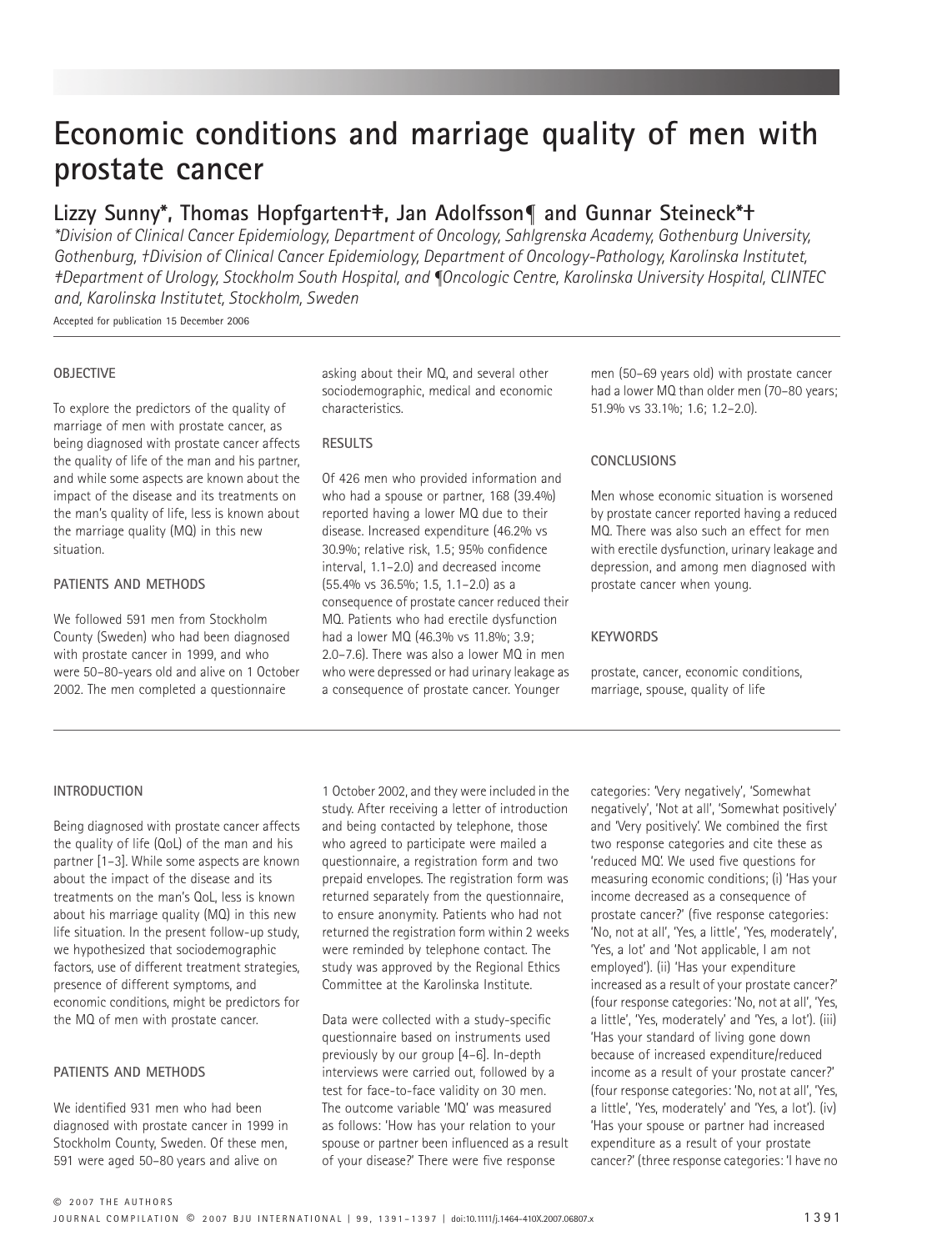# Economic conditions and marriage quality of men with prostate cancer

**Lizzy Sunny*, Thomas Hopfgarten†‡, Jan Adolfsson¶ and Gunnar Steineck*†**

*\*Division of Clinical Cancer Epidemiology, Department of Oncology, Sahlgrenska Academy, Gothenburg University, Gothenburg, †Division of Clinical Cancer Epidemiology, Department of Oncology-Pathology, Karolinska Institutet, ‡Department of Urology, Stockholm South Hospital, and ¶Oncologic Centre, Karolinska University Hospital, CLINTEC and, Karolinska Institutet, Stockholm, Sweden*

Accepted for publication 15 December 2006

## OBJECTIVE

To explore the predictors of the quality of marriage of men with prostate cancer, as being diagnosed with prostate cancer affects the quality of life of the man and his partner, and while some aspects are known about the impact of the disease and its treatments on the man's quality of life, less is known about the marriage quality (MQ) in this new situation.

## PATIENTS AND METHODS

We followed 591 men from Stockholm County (Sweden) who had been diagnosed with prostate cancer in 1999, and who were 50–80-years old and alive on 1 October 2002. The men completed a questionnaire asking about their MQ, and several other sociodemographic, medical and economic characteristics.

## RESULTS

Of 426 men who provided information and who had a spouse or partner, 168 (39.4%) reported having a lower MQ due to their disease. Increased expenditure (46.2% vs 30.9%; relative risk, 1.5; 95% confidence interval, 1.1–2.0) and decreased income (55.4% vs 36.5%; 1.5, 1.1–2.0) as a consequence of prostate cancer reduced their MQ. Patients who had erectile dysfunction had a lower MQ (46.3% vs 11.8%; 3.9; 2.0–7.6). There was also a lower MQ in men who were depressed or had urinary leakage as a consequence of prostate cancer. Younger men (50–69 years old) with prostate cancer had a lower MQ than older men (70–80 years; 51.9% vs 33.1%; 1.6; 1.2–2.0).

## CONCLUSIONS

Men whose economic situation is worsened by prostate cancer reported having a reduced MQ. There was also such an effect for men with erectile dysfunction, urinary leakage and depression, and among men diagnosed with prostate cancer when young.

## KEYWORDS

prostate, cancer, economic conditions, marriage, spouse, quality of life

## INTRODUCTION

Being diagnosed with prostate cancer affects the quality of life (QoL) of the man and his partner [1–3]. While some aspects are known about the impact of the disease and its treatments on the man's QoL, less is known about his marriage quality (MQ) in this new life situation. In the present follow-up study, we hypothesized that sociodemographic factors, use of different treatment strategies, presence of different symptoms, and economic conditions, might be predictors for the MQ of men with prostate cancer.

## PATIENTS AND METHODS

We identified 931 men who had been diagnosed with prostate cancer in 1999 in Stockholm County, Sweden. Of these men, 591 were aged 50–80 years and alive on 1 October 2002, and they were included in the study. After receiving a letter of introduction and being contacted by telephone, those who agreed to participate were mailed a questionnaire, a registration form and two prepaid envelopes. The registration form was returned separately from the questionnaire, to ensure anonymity. Patients who had not returned the registration form within 2 weeks were reminded by telephone contact. The study was approved by the Regional Ethics Committee at the Karolinska Institute.

Data were collected with a study-specific questionnaire based on instruments used previously by our group [4–6]. In-depth interviews were carried out, followed by a test for face-to-face validity on 30 men. The outcome variable 'MQ' was measured as follows: 'How has your relation to your spouse or partner been influenced as a result of your disease?' There were five response categories: 'Very negatively', 'Somewhat negatively', 'Not at all', 'Somewhat positively' and 'Very positively'. We combined the first two response categories and cite these as 'reduced MQ'. We used five questions for measuring economic conditions; (i) 'Has your income decreased as a consequence of prostate cancer?' (five response categories: 'No, not at all', 'Yes, a little', 'Yes, moderately', 'Yes, a lot' and 'Not applicable, I am not employed'). (ii) 'Has your expenditure increased as a result of your prostate cancer?' (four response categories: 'No, not at all', 'Yes, a little', 'Yes, moderately' and 'Yes, a lot'). (iii) 'Has your standard of living gone down because of increased expenditure/reduced income as a result of your prostate cancer?' (four response categories: 'No, not at all', 'Yes, a little', 'Yes, moderately' and 'Yes, a lot'). (iv) 'Has your spouse or partner had increased expenditure as a result of your prostate cancer?' (three response categories: 'I have no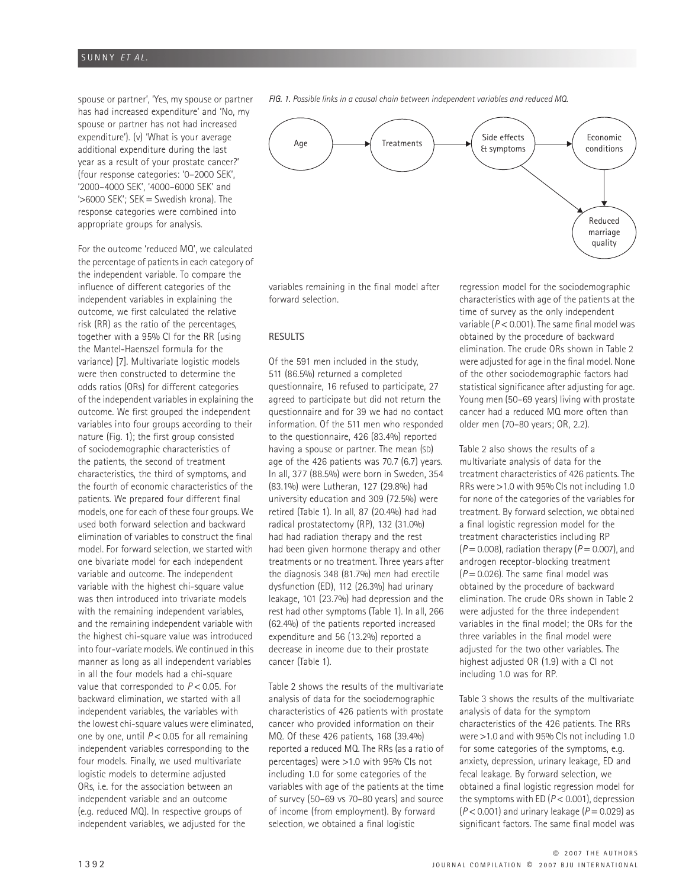spouse or partner', 'Yes, my spouse or partner has had increased expenditure' and 'No, my spouse or partner has not had increased expenditure'). (v) 'What is your average additional expenditure during the last year as a result of your prostate cancer?' (four response categories: '0–2000 SEK', '2000–4000 SEK', '4000–6000 SEK' and '>6000 SEK'; SEK = Swedish krona). The response categories were combined into appropriate groups for analysis.

For the outcome 'reduced MQ', we calculated the percentage of patients in each category of the independent variable. To compare the influence of different categories of the independent variables in explaining the outcome, we first calculated the relative risk (RR) as the ratio of the percentages, together with a 95% CI for the RR (using the Mantel-Haenszel formula for the variance) [7]. Multivariate logistic models were then constructed to determine the odds ratios (ORs) for different categories of the independent variables in explaining the outcome. We first grouped the independent variables into four groups according to their nature (Fig. 1); the first group consisted of sociodemographic characteristics of the patients, the second of treatment characteristics, the third of symptoms, and the fourth of economic characteristics of the patients. We prepared four different final models, one for each of these four groups. We used both forward selection and backward elimination of variables to construct the final model. For forward selection, we started with one bivariate model for each independent variable and outcome. The independent variable with the highest chi-square value was then introduced into trivariate models with the remaining independent variables, and the remaining independent variable with the highest chi-square value was introduced into four-variate models. We continued in this manner as long as all independent variables in all the four models had a chi-square value that corresponded to $P < 0.05$. For backward elimination, we started with all independent variables, the variables with the lowest chi-square values were eliminated, one by one, until $P < 0.05$ for all remaining independent variables corresponding to the four models. Finally, we used multivariate logistic models to determine adjusted ORs, i.e. for the association between an independent variable and an outcome (e.g. reduced MQ). In respective groups of independent variables, we adjusted for the variables remaining in the final model after forward selection.

*FIG. 1. Possible links in a causal chain between independent variables and reduced MQ.*

Age → Treatments → Side effects & symptoms → Economic conditions; Side effects & symptoms → Reduced marriage quality; Economic conditions → Reduced marriage quality

## RESULTS

Of the 591 men included in the study, 511 (86.5%) returned a completed questionnaire, 16 refused to participate, 27 agreed to participate but did not return the questionnaire and for 39 we had no contact information. Of the 511 men who responded to the questionnaire, 426 (83.4%) reported having a spouse or partner. The mean (SD) age of the 426 patients was 70.7 (6.7) years. In all, 377 (88.5%) were born in Sweden, 354 (83.1%) were Lutheran, 127 (29.8%) had university education and 309 (72.5%) were retired (Table 1). In all, 87 (20.4%) had had radical prostatectomy (RP), 132 (31.0%) had had radiation therapy and the rest had been given hormone therapy and other treatments or no treatment. Three years after the diagnosis 348 (81.7%) men had erectile dysfunction (ED), 112 (26.3%) had urinary leakage, 101 (23.7%) had depression and the rest had other symptoms (Table 1). In all, 266 (62.4%) of the patients reported increased expenditure and 56 (13.2%) reported a decrease in income due to their prostate cancer (Table 1).

Table 2 shows the results of the multivariate analysis of data for the sociodemographic characteristics of 426 patients with prostate cancer who provided information on their MQ. Of these 426 patients, 168 (39.4%) reported a reduced MQ. The RRs (as a ratio of percentages) were >1.0 with 95% CIs not including 1.0 for some categories of the variables with age of the patients at the time of survey (50–69 vs 70–80 years) and source of income (from employment). By forward selection, we obtained a final logistic regression model for the sociodemographic characteristics with age of the patients at the time of survey as the only independent variable ($P < 0.001$). The same final model was obtained by the procedure of backward elimination. The crude ORs shown in Table 2 were adjusted for age in the final model. None of the other sociodemographic factors had statistical significance after adjusting for age. Young men (50–69 years) living with prostate cancer had a reduced MQ more often than older men (70–80 years; OR, 2.2).

Table 2 also shows the results of a multivariate analysis of data for the treatment characteristics of 426 patients. The RRs were >1.0 with 95% CIs not including 1.0 for none of the categories of the variables for treatment. By forward selection, we obtained a final logistic regression model for the treatment characteristics including RP ($P = 0.008$), radiation therapy ($P = 0.007$), and androgen receptor-blocking treatment ($P = 0.026$). The same final model was obtained by the procedure of backward elimination. The crude ORs shown in Table 2 were adjusted for the three independent variables in the final model; the ORs for the three variables in the final model were adjusted for the two other variables. The highest adjusted OR (1.9) with a CI not including 1.0 was for RP.

Table 3 shows the results of the multivariate analysis of data for the symptom characteristics of the 426 patients. The RRs were >1.0 and with 95% CIs not including 1.0 for some categories of the symptoms, e.g. anxiety, depression, urinary leakage, ED and fecal leakage. By forward selection, we obtained a final logistic regression model for the symptoms with ED ($P < 0.001$), depression ($P < 0.001$) and urinary leakage ($P = 0.029$) as significant factors. The same final model was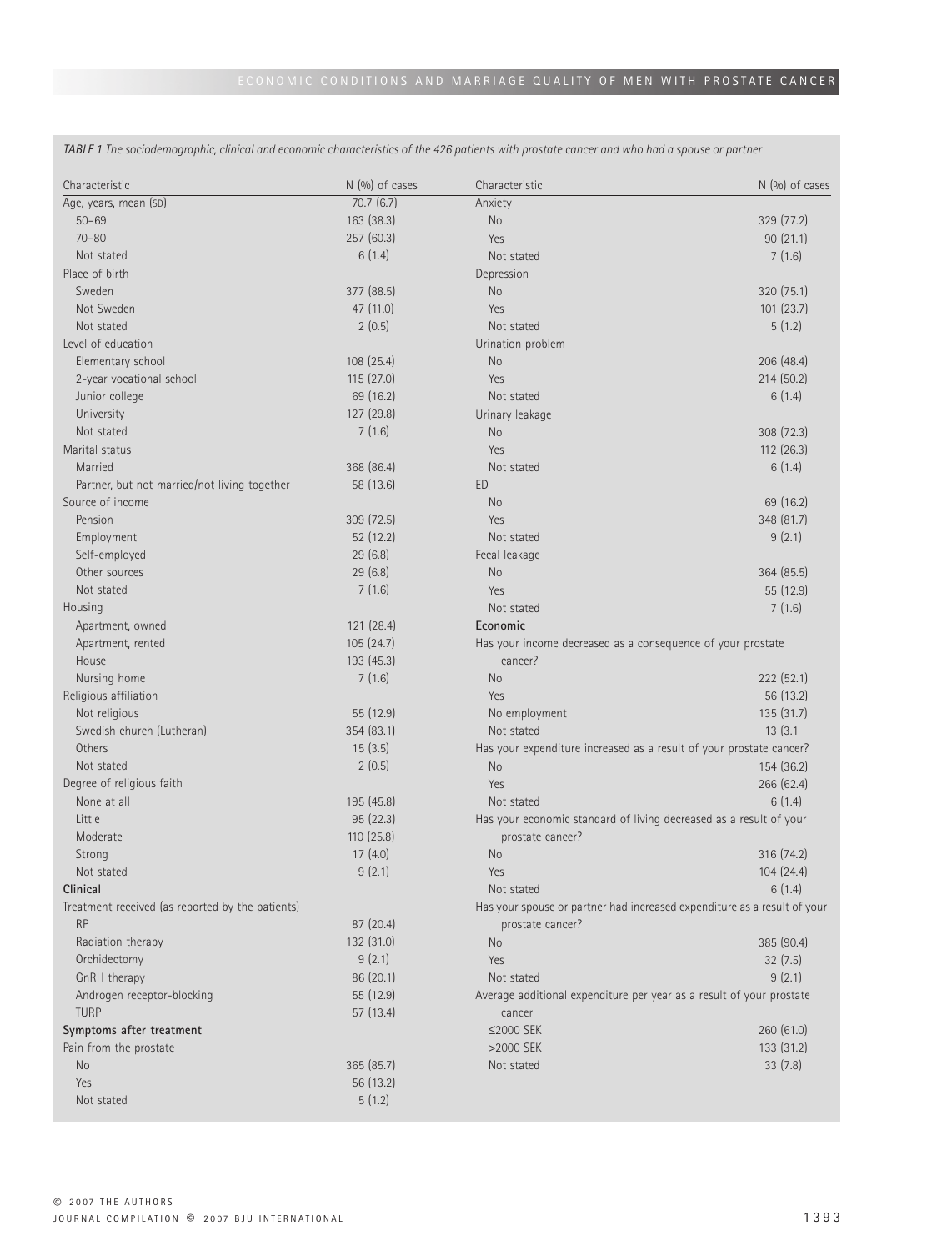*TABLE 1 The sociodemographic, clinical and economic characteristics of the 426 patients with prostate cancer and who had a spouse or partner*

| Characteristic | N (%) of cases | Characteristic | N (%) of cases |
|---|---|---|---|
| Age, years, mean (SD) | 70.7 (6.7) | Anxiety | |
| 50–69 | 163 (38.3) | No | 329 (77.2) |
| 70–80 | 257 (60.3) | Yes | 90 (21.1) |
| Not stated | 6 (1.4) | Not stated | 7 (1.6) |
| Place of birth | | Depression | |
| Sweden | 377 (88.5) | No | 320 (75.1) |
| Not Sweden | 47 (11.0) | Yes | 101 (23.7) |
| Not stated | 2 (0.5) | Not stated | 5 (1.2) |
| Level of education | | Urination problem | |
| Elementary school | 108 (25.4) | No | 206 (48.4) |
| 2-year vocational school | 115 (27.0) | Yes | 214 (50.2) |
| Junior college | 69 (16.2) | Not stated | 6 (1.4) |
| University | 127 (29.8) | Urinary leakage | |
| Not stated | 7 (1.6) | No | 308 (72.3) |
| Marital status | | Yes | 112 (26.3) |
| Married | 368 (86.4) | Not stated | 6 (1.4) |
| Partner, but not married/not living together | 58 (13.6) | ED | |
| Source of income | | No | 69 (16.2) |
| Pension | 309 (72.5) | Yes | 348 (81.7) |
| Employment | 52 (12.2) | Not stated | 9 (2.1) |
| Self-employed | 29 (6.8) | Fecal leakage | |
| Other sources | 29 (6.8) | No | 364 (85.5) |
| Not stated | 7 (1.6) | Yes | 55 (12.9) |
| Housing | | Not stated | 7 (1.6) |
| Apartment, owned | 121 (28.4) | **Economic** | |
| Apartment, rented | 105 (24.7) | Has your income decreased as a consequence of your prostate cancer? | |
| House | 193 (45.3) | | |
| Nursing home | 7 (1.6) | No | 222 (52.1) |
| Religious affiliation | | Yes | 56 (13.2) |
| Not religious | 55 (12.9) | No employment | 135 (31.7) |
| Swedish church (Lutheran) | 354 (83.1) | Not stated | 13 (3.1 |
| Others | 15 (3.5) | Has your expenditure increased as a result of your prostate cancer? | |
| Not stated | 2 (0.5) | No | 154 (36.2) |
| Degree of religious faith | | Yes | 266 (62.4) |
| None at all | 195 (45.8) | Not stated | 6 (1.4) |
| Little | 95 (22.3) | Has your economic standard of living decreased as a result of your prostate cancer? | |
| Moderate | 110 (25.8) | | |
| Strong | 17 (4.0) | No | 316 (74.2) |
| Not stated | 9 (2.1) | Yes | 104 (24.4) |
| **Clinical** | | Not stated | 6 (1.4) |
| Treatment received (as reported by the patients) | | Has your spouse or partner had increased expenditure as a result of your prostate cancer? | |
| RP | 87 (20.4) | | |
| Radiation therapy | 132 (31.0) | No | 385 (90.4) |
| Orchidectomy | 9 (2.1) | Yes | 32 (7.5) |
| GnRH therapy | 86 (20.1) | Not stated | 9 (2.1) |
| Androgen receptor-blocking | 55 (12.9) | Average additional expenditure per year as a result of your prostate cancer | |
| TURP | 57 (13.4) | | |
| **Symptoms after treatment** | | ≤2000 SEK | 260 (61.0) |
| Pain from the prostate | | >2000 SEK | 133 (31.2) |
| No | 365 (85.7) | Not stated | 33 (7.8) |
| Yes | 56 (13.2) | | |
| Not stated | 5 (1.2) | | |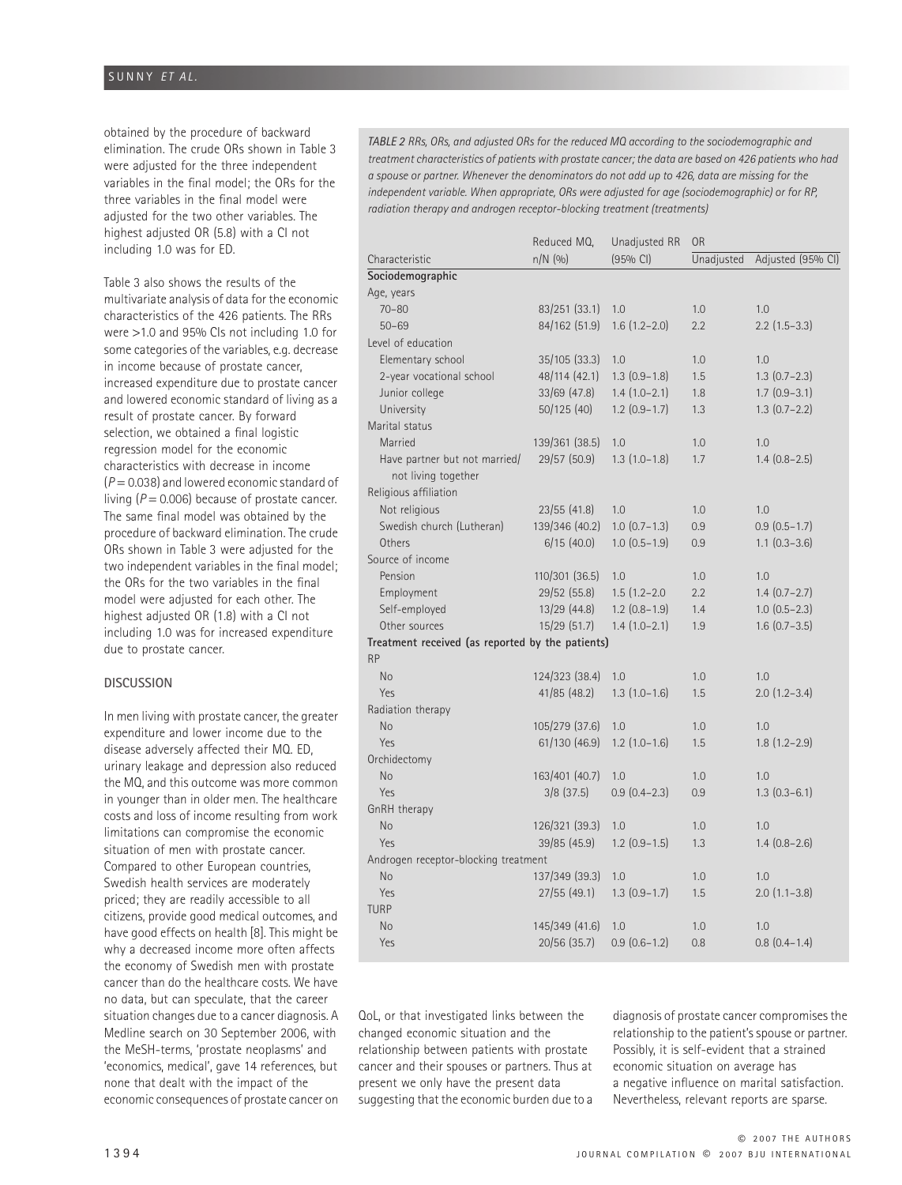obtained by the procedure of backward elimination. The crude ORs shown in Table 3 were adjusted for the three independent variables in the final model; the ORs for the three variables in the final model were adjusted for the two other variables. The highest adjusted OR (5.8) with a CI not including 1.0 was for ED.

Table 3 also shows the results of the multivariate analysis of data for the economic characteristics of the 426 patients. The RRs were >1.0 and 95% CIs not including 1.0 for some categories of the variables, e.g. decrease in income because of prostate cancer, increased expenditure due to prostate cancer and lowered economic standard of living as a result of prostate cancer. By forward selection, we obtained a final logistic regression model for the economic characteristics with decrease in income ($P = 0.038$) and lowered economic standard of living ($P = 0.006$) because of prostate cancer. The same final model was obtained by the procedure of backward elimination. The crude ORs shown in Table 3 were adjusted for the two independent variables in the final model; the ORs for the two variables in the final model were adjusted for each other. The highest adjusted OR (1.8) with a CI not including 1.0 was for increased expenditure due to prostate cancer.

*TABLE 2 RRs, ORs, and adjusted ORs for the reduced MQ according to the sociodemographic and treatment characteristics of patients with prostate cancer; the data are based on 426 patients who had a spouse or partner. Whenever the denominators do not add up to 426, data are missing for the independent variable. When appropriate, ORs were adjusted for age (sociodemographic) or for RP, radiation therapy and androgen receptor-blocking treatment (treatments)*

| Characteristic | Reduced MQ, n/N (%) | Unadjusted RR (95% CI) | OR Unadjusted | OR Adjusted (95% CI) |
|---|---|---|---|---|
| **Sociodemographic** | | | | |
| Age, years | | | | |
| 70–80 | 83/251 (33.1) | 1.0 | 1.0 | 1.0 |
| 50–69 | 84/162 (51.9) | 1.6 (1.2–2.0) | 2.2 | 2.2 (1.5–3.3) |
| Level of education | | | | |
| Elementary school | 35/105 (33.3) | 1.0 | 1.0 | 1.0 |
| 2-year vocational school | 48/114 (42.1) | 1.3 (0.9–1.8) | 1.5 | 1.3 (0.7–2.3) |
| Junior college | 33/69 (47.8) | 1.4 (1.0–2.1) | 1.8 | 1.7 (0.9–3.1) |
| University | 50/125 (40) | 1.2 (0.9–1.7) | 1.3 | 1.3 (0.7–2.2) |
| Marital status | | | | |
| Married | 139/361 (38.5) | 1.0 | 1.0 | 1.0 |
| Have partner but not married/ not living together | 29/57 (50.9) | 1.3 (1.0–1.8) | 1.7 | 1.4 (0.8–2.5) |
| Religious affiliation | | | | |
| Not religious | 23/55 (41.8) | 1.0 | 1.0 | 1.0 |
| Swedish church (Lutheran) | 139/346 (40.2) | 1.0 (0.7–1.3) | 0.9 | 0.9 (0.5–1.7) |
| Others | 6/15 (40.0) | 1.0 (0.5–1.9) | 0.9 | 1.1 (0.3–3.6) |
| Source of income | | | | |
| Pension | 110/301 (36.5) | 1.0 | 1.0 | 1.0 |
| Employment | 29/52 (55.8) | 1.5 (1.2–2.0 | 2.2 | 1.4 (0.7–2.7) |
| Self-employed | 13/29 (44.8) | 1.2 (0.8–1.9) | 1.4 | 1.0 (0.5–2.3) |
| Other sources | 15/29 (51.7) | 1.4 (1.0–2.1) | 1.9 | 1.6 (0.7–3.5) |
| **Treatment received (as reported by the patients)** | | | | |
| RP | | | | |
| No | 124/323 (38.4) | 1.0 | 1.0 | 1.0 |
| Yes | 41/85 (48.2) | 1.3 (1.0–1.6) | 1.5 | 2.0 (1.2–3.4) |
| Radiation therapy | | | | |
| No | 105/279 (37.6) | 1.0 | 1.0 | 1.0 |
| Yes | 61/130 (46.9) | 1.2 (1.0–1.6) | 1.5 | 1.8 (1.2–2.9) |
| Orchidectomy | | | | |
| No | 163/401 (40.7) | 1.0 | 1.0 | 1.0 |
| Yes | 3/8 (37.5) | 0.9 (0.4–2.3) | 0.9 | 1.3 (0.3–6.1) |
| GnRH therapy | | | | |
| No | 126/321 (39.3) | 1.0 | 1.0 | 1.0 |
| Yes | 39/85 (45.9) | 1.2 (0.9–1.5) | 1.3 | 1.4 (0.8–2.6) |
| Androgen receptor-blocking treatment | | | | |
| No | 137/349 (39.3) | 1.0 | 1.0 | 1.0 |
| Yes | 27/55 (49.1) | 1.3 (0.9–1.7) | 1.5 | 2.0 (1.1–3.8) |
| TURP | | | | |
| No | 145/349 (41.6) | 1.0 | 1.0 | 1.0 |
| Yes | 20/56 (35.7) | 0.9 (0.6–1.2) | 0.8 | 0.8 (0.4–1.4) |

## DISCUSSION

In men living with prostate cancer, the greater expenditure and lower income due to the disease adversely affected their MQ. ED, urinary leakage and depression also reduced the MQ, and this outcome was more common in younger than in older men. The healthcare costs and loss of income resulting from work limitations can compromise the economic situation of men with prostate cancer. Compared to other European countries, Swedish health services are moderately priced; they are readily accessible to all citizens, provide good medical outcomes, and have good effects on health [8]. This might be why a decreased income more often affects the economy of Swedish men with prostate cancer than do the healthcare costs. We have no data, but can speculate, that the career situation changes due to a cancer diagnosis. A Medline search on 30 September 2006, with the MeSH-terms, 'prostate neoplasms' and 'economics, medical', gave 14 references, but none that dealt with the impact of the economic consequences of prostate cancer on QoL, or that investigated links between the changed economic situation and the relationship between patients with prostate cancer and their spouses or partners. Thus at present we only have the present data suggesting that the economic burden due to a diagnosis of prostate cancer compromises the relationship to the patient's spouse or partner. Possibly, it is self-evident that a strained economic situation on average has a negative influence on marital satisfaction. Nevertheless, relevant reports are sparse.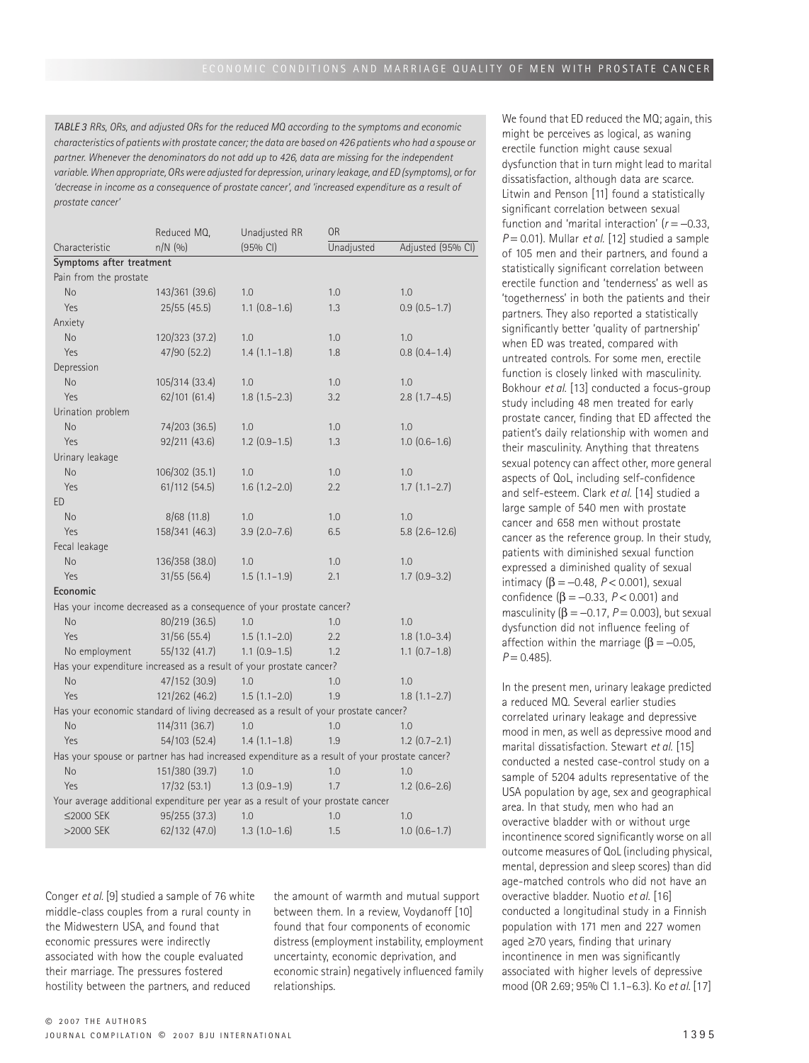*TABLE 3 RRs, ORs, and adjusted ORs for the reduced MQ according to the symptoms and economic characteristics of patients with prostate cancer; the data are based on 426 patients who had a spouse or partner. Whenever the denominators do not add up to 426, data are missing for the independent variable. When appropriate, ORs were adjusted for depression, urinary leakage, and ED (symptoms), or for 'decrease in income as a consequence of prostate cancer', and 'increased expenditure as a result of prostate cancer'*

| Characteristic | Reduced MQ, n/N (%) | Unadjusted RR (95% CI) | OR Unadjusted | OR Adjusted (95% CI) |
|---|---|---|---|---|
| **Symptoms after treatment** | | | | |
| Pain from the prostate | | | | |
| No | 143/361 (39.6) | 1.0 | 1.0 | 1.0 |
| Yes | 25/55 (45.5) | 1.1 (0.8–1.6) | 1.3 | 0.9 (0.5–1.7) |
| Anxiety | | | | |
| No | 120/323 (37.2) | 1.0 | 1.0 | 1.0 |
| Yes | 47/90 (52.2) | 1.4 (1.1–1.8) | 1.8 | 0.8 (0.4–1.4) |
| Depression | | | | |
| No | 105/314 (33.4) | 1.0 | 1.0 | 1.0 |
| Yes | 62/101 (61.4) | 1.8 (1.5–2.3) | 3.2 | 2.8 (1.7–4.5) |
| Urination problem | | | | |
| No | 74/203 (36.5) | 1.0 | 1.0 | 1.0 |
| Yes | 92/211 (43.6) | 1.2 (0.9–1.5) | 1.3 | 1.0 (0.6–1.6) |
| Urinary leakage | | | | |
| No | 106/302 (35.1) | 1.0 | 1.0 | 1.0 |
| Yes | 61/112 (54.5) | 1.6 (1.2–2.0) | 2.2 | 1.7 (1.1–2.7) |
| ED | | | | |
| No | 8/68 (11.8) | 1.0 | 1.0 | 1.0 |
| Yes | 158/341 (46.3) | 3.9 (2.0–7.6) | 6.5 | 5.8 (2.6–12.6) |
| Fecal leakage | | | | |
| No | 136/358 (38.0) | 1.0 | 1.0 | 1.0 |
| Yes | 31/55 (56.4) | 1.5 (1.1–1.9) | 2.1 | 1.7 (0.9–3.2) |
| **Economic** | | | | |
| Has your income decreased as a consequence of your prostate cancer? | | | | |
| No | 80/219 (36.5) | 1.0 | 1.0 | 1.0 |
| Yes | 31/56 (55.4) | 1.5 (1.1–2.0) | 2.2 | 1.8 (1.0–3.4) |
| No employment | 55/132 (41.7) | 1.1 (0.9–1.5) | 1.2 | 1.1 (0.7–1.8) |
| Has your expenditure increased as a result of your prostate cancer? | | | | |
| No | 47/152 (30.9) | 1.0 | 1.0 | 1.0 |
| Yes | 121/262 (46.2) | 1.5 (1.1–2.0) | 1.9 | 1.8 (1.1–2.7) |
| Has your economic standard of living decreased as a result of your prostate cancer? | | | | |
| No | 114/311 (36.7) | 1.0 | 1.0 | 1.0 |
| Yes | 54/103 (52.4) | 1.4 (1.1–1.8) | 1.9 | 1.2 (0.7–2.1) |
| Has your spouse or partner has had increased expenditure as a result of your prostate cancer? | | | | |
| No | 151/380 (39.7) | 1.0 | 1.0 | 1.0 |
| Yes | 17/32 (53.1) | 1.3 (0.9–1.9) | 1.7 | 1.2 (0.6–2.6) |
| Your average additional expenditure per year as a result of your prostate cancer | | | | |
| ≤2000 SEK | 95/255 (37.3) | 1.0 | 1.0 | 1.0 |
| >2000 SEK | 62/132 (47.0) | 1.3 (1.0–1.6) | 1.5 | 1.0 (0.6–1.7) |

Conger *et al.* [9] studied a sample of 76 white middle-class couples from a rural county in the Midwestern USA, and found that economic pressures were indirectly associated with how the couple evaluated their marriage. The pressures fostered hostility between the partners, and reduced the amount of warmth and mutual support between them. In a review, Voydanoff [10] found that four components of economic distress (employment instability, employment uncertainty, economic deprivation, and economic strain) negatively influenced family relationships.

We found that ED reduced the MQ; again, this might be perceives as logical, as waning erectile function might cause sexual dysfunction that in turn might lead to marital dissatisfaction, although data are scarce. Litwin and Penson [11] found a statistically significant correlation between sexual function and 'marital interaction' ($r = -0.33$, $P = 0.01$). Mullar *et al.* [12] studied a sample of 105 men and their partners, and found a statistically significant correlation between erectile function and 'tenderness' as well as 'togetherness' in both the patients and their partners. They also reported a statistically significantly better 'quality of partnership' when ED was treated, compared with untreated controls. For some men, erectile function is closely linked with masculinity. Bokhour *et al.* [13] conducted a focus-group study including 48 men treated for early prostate cancer, finding that ED affected the patient's daily relationship with women and their masculinity. Anything that threatens sexual potency can affect other, more general aspects of QoL, including self-confidence and self-esteem. Clark *et al.* [14] studied a large sample of 540 men with prostate cancer and 658 men without prostate cancer as the reference group. In their study, patients with diminished sexual function expressed a diminished quality of sexual intimacy ($\beta = -0.48$, $P < 0.001$), sexual confidence ($\beta = -0.33$, $P < 0.001$) and masculinity ($\beta = -0.17$, $P = 0.003$), but sexual dysfunction did not influence feeling of affection within the marriage ($\beta = -0.05$, $P = 0.485$).

In the present men, urinary leakage predicted a reduced MQ. Several earlier studies correlated urinary leakage and depressive mood in men, as well as depressive mood and marital dissatisfaction. Stewart *et al.* [15] conducted a nested case-control study on a sample of 5204 adults representative of the USA population by age, sex and geographical area. In that study, men who had an overactive bladder with or without urge incontinence scored significantly worse on all outcome measures of QoL (including physical, mental, depression and sleep scores) than did age-matched controls who did not have an overactive bladder. Nuotio *et al.* [16] conducted a longitudinal study in a Finnish population with 171 men and 227 women aged ≥70 years, finding that urinary incontinence in men was significantly associated with higher levels of depressive mood (OR 2.69; 95% CI 1.1–6.3). Ko *et al.* [17]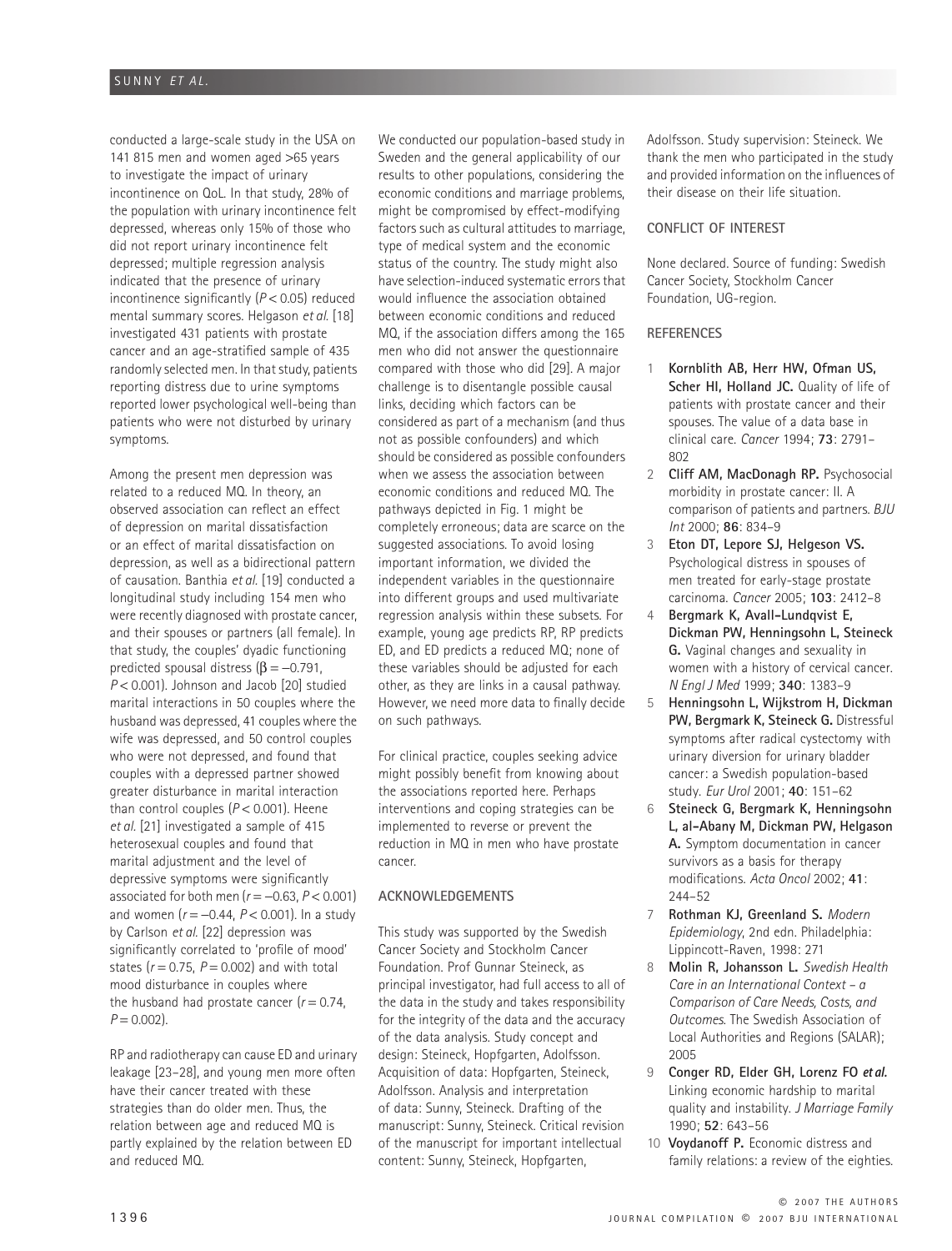conducted a large-scale study in the USA on 141 815 men and women aged >65 years to investigate the impact of urinary incontinence on QoL. In that study, 28% of the population with urinary incontinence felt depressed, whereas only 15% of those who did not report urinary incontinence felt depressed; multiple regression analysis indicated that the presence of urinary incontinence significantly ($P < 0.05$) reduced mental summary scores. Helgason *et al.* [18] investigated 431 patients with prostate cancer and an age-stratified sample of 435 randomly selected men. In that study, patients reporting distress due to urine symptoms reported lower psychological well-being than patients who were not disturbed by urinary symptoms.

Among the present men depression was related to a reduced MQ. In theory, an observed association can reflect an effect of depression on marital dissatisfaction or an effect of marital dissatisfaction on depression, as well as a bidirectional pattern of causation. Banthia *et al.* [19] conducted a longitudinal study including 154 men who were recently diagnosed with prostate cancer, and their spouses or partners (all female). In that study, the couples' dyadic functioning predicted spousal distress ($\beta = -0.791$, $P < 0.001$). Johnson and Jacob [20] studied marital interactions in 50 couples where the husband was depressed, 41 couples where the wife was depressed, and 50 control couples who were not depressed, and found that couples with a depressed partner showed greater disturbance in marital interaction than control couples ($P < 0.001$). Heene *et al.* [21] investigated a sample of 415 heterosexual couples and found that marital adjustment and the level of depressive symptoms were significantly associated for both men ($r = -0.63$, $P < 0.001$) and women ($r = -0.44$, $P < 0.001$). In a study by Carlson *et al.* [22] depression was significantly correlated to 'profile of mood' states ($r = 0.75$, $P = 0.002$) and with total mood disturbance in couples where the husband had prostate cancer ($r = 0.74$, $P = 0.002$).

RP and radiotherapy can cause ED and urinary leakage [23–28], and young men more often have their cancer treated with these strategies than do older men. Thus, the relation between age and reduced MQ is partly explained by the relation between ED and reduced MQ.

We conducted our population-based study in Sweden and the general applicability of our results to other populations, considering the economic conditions and marriage problems, might be compromised by effect-modifying factors such as cultural attitudes to marriage, type of medical system and the economic status of the country. The study might also have selection-induced systematic errors that would influence the association obtained between economic conditions and reduced MQ, if the association differs among the 165 men who did not answer the questionnaire compared with those who did [29]. A major challenge is to disentangle possible causal links, deciding which factors can be considered as part of a mechanism (and thus not as possible confounders) and which should be considered as possible confounders when we assess the association between economic conditions and reduced MQ. The pathways depicted in Fig. 1 might be completely erroneous; data are scarce on the suggested associations. To avoid losing important information, we divided the independent variables in the questionnaire into different groups and used multivariate regression analysis within these subsets. For example, young age predicts RP, RP predicts ED, and ED predicts a reduced MQ; none of these variables should be adjusted for each other, as they are links in a causal pathway. However, we need more data to finally decide on such pathways.

For clinical practice, couples seeking advice might possibly benefit from knowing about the associations reported here. Perhaps interventions and coping strategies can be implemented to reverse or prevent the reduction in MQ in men who have prostate cancer.

## ACKNOWLEDGEMENTS

This study was supported by the Swedish Cancer Society and Stockholm Cancer Foundation. Prof Gunnar Steineck, as principal investigator, had full access to all of the data in the study and takes responsibility for the integrity of the data and the accuracy of the data analysis. Study concept and design: Steineck, Hopfgarten, Adolfsson. Acquisition of data: Hopfgarten, Steineck, Adolfsson. Analysis and interpretation of data: Sunny, Steineck. Drafting of the manuscript: Sunny, Steineck. Critical revision of the manuscript for important intellectual content: Sunny, Steineck, Hopfgarten, Adolfsson. Study supervision: Steineck. We thank the men who participated in the study and provided information on the influences of their disease on their life situation.

## CONFLICT OF INTEREST

None declared. Source of funding: Swedish Cancer Society, Stockholm Cancer Foundation, UG-region.

## REFERENCES

1. **Kornblith AB, Herr HW, Ofman US, Scher HI, Holland JC.** Quality of life of patients with prostate cancer and their spouses. The value of a data base in clinical care. *Cancer* 1994; **73**: 2791–802
2. **Cliff AM, MacDonagh RP.** Psychosocial morbidity in prostate cancer: II. A comparison of patients and partners. *BJU Int* 2000; **86**: 834–9
3. **Eton DT, Lepore SJ, Helgeson VS.** Psychological distress in spouses of men treated for early-stage prostate carcinoma. *Cancer* 2005; **103**: 2412–8
4. **Bergmark K, Avall-Lundqvist E, Dickman PW, Henningsohn L, Steineck G.** Vaginal changes and sexuality in women with a history of cervical cancer. *N Engl J Med* 1999; **340**: 1383–9
5. **Henningsohn L, Wijkstrom H, Dickman PW, Bergmark K, Steineck G.** Distressful symptoms after radical cystectomy with urinary diversion for urinary bladder cancer: a Swedish population-based study. *Eur Urol* 2001; **40**: 151–62
6. **Steineck G, Bergmark K, Henningsohn L, al-Abany M, Dickman PW, Helgason A.** Symptom documentation in cancer survivors as a basis for therapy modifications. *Acta Oncol* 2002; **41**: 244–52
7. **Rothman KJ, Greenland S.** *Modern Epidemiology*, 2nd edn. Philadelphia: Lippincott-Raven, 1998: 271
8. **Molin R, Johansson L.** *Swedish Health Care in an International Context – a Comparison of Care Needs, Costs, and Outcomes*. The Swedish Association of Local Authorities and Regions (SALAR); 2005
9. **Conger RD, Elder GH, Lorenz FO *et al.*** Linking economic hardship to marital quality and instability. *J Marriage Family* 1990; **52**: 643–56
10. **Voydanoff P.** Economic distress and family relations: a review of the eighties.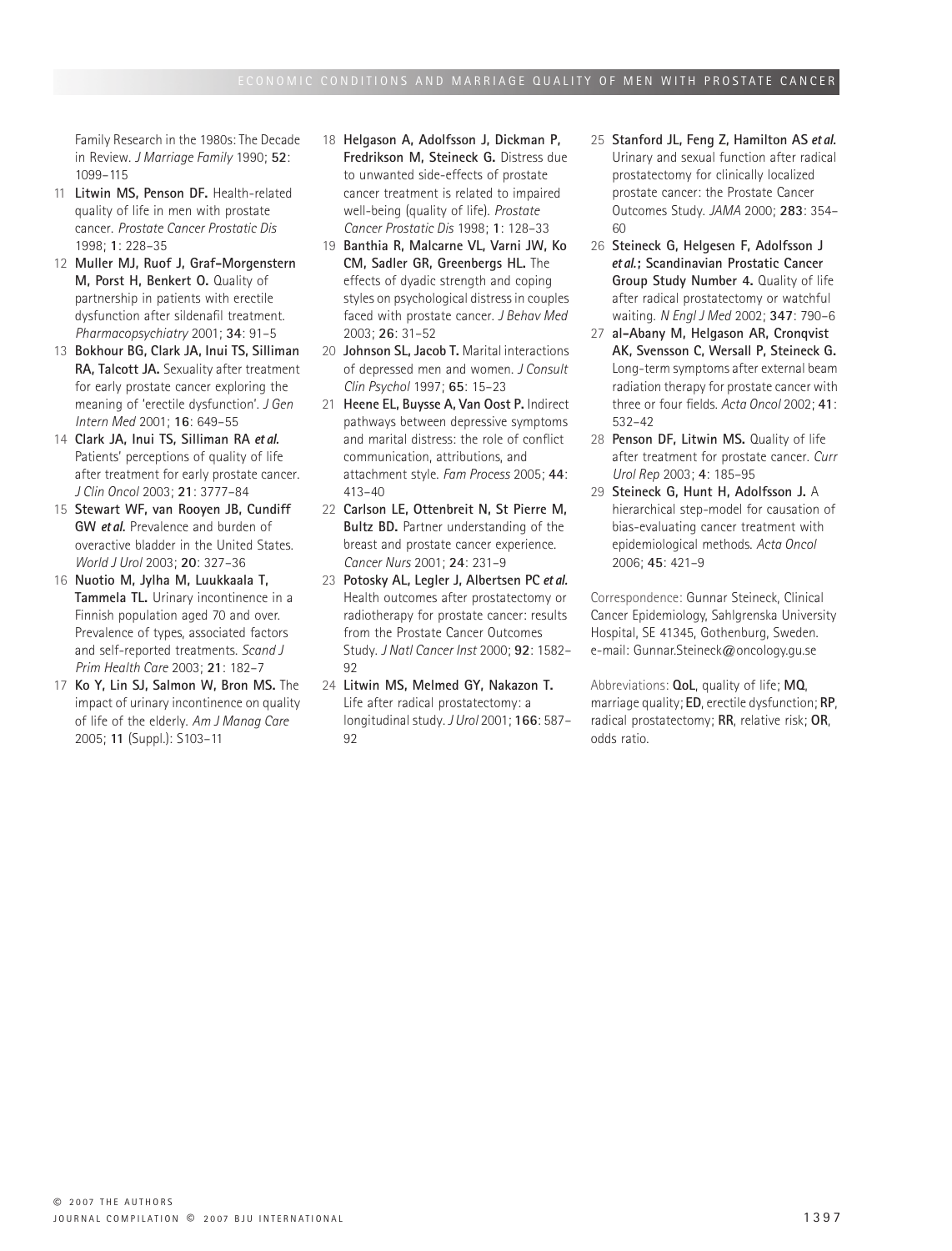Family Research in the 1980s: The Decade in Review. *J Marriage Family* 1990; **52**: 1099–115

11 **Litwin MS, Penson DF.** Health-related quality of life in men with prostate cancer. *Prostate Cancer Prostatic Dis* 1998; **1**: 228–35

12 **Muller MJ, Ruof J, Graf-Morgenstern M, Porst H, Benkert O.** Quality of partnership in patients with erectile dysfunction after sildenafil treatment. *Pharmacopsychiatry* 2001; **34**: 91–5

13 **Bokhour BG, Clark JA, Inui TS, Silliman RA, Talcott JA.** Sexuality after treatment for early prostate cancer exploring the meaning of 'erectile dysfunction'. *J Gen Intern Med* 2001; **16**: 649–55

14 **Clark JA, Inui TS, Silliman RA *et al.*** Patients' perceptions of quality of life after treatment for early prostate cancer. *J Clin Oncol* 2003; **21**: 3777–84

15 **Stewart WF, van Rooyen JB, Cundiff GW *et al.*** Prevalence and burden of overactive bladder in the United States. *World J Urol* 2003; **20**: 327–36

16 **Nuotio M, Jylha M, Luukkaala T, Tammela TL.** Urinary incontinence in a Finnish population aged 70 and over. Prevalence of types, associated factors and self-reported treatments. *Scand J Prim Health Care* 2003; **21**: 182–7

17 **Ko Y, Lin SJ, Salmon W, Bron MS.** The impact of urinary incontinence on quality of life of the elderly. *Am J Manag Care* 2005; **11** (Suppl.): S103–11

18 **Helgason A, Adolfsson J, Dickman P, Fredrikson M, Steineck G.** Distress due to unwanted side-effects of prostate cancer treatment is related to impaired well-being (quality of life). *Prostate Cancer Prostatic Dis* 1998; **1**: 128–33

19 **Banthia R, Malcarne VL, Varni JW, Ko CM, Sadler GR, Greenbergs HL.** The effects of dyadic strength and coping styles on psychological distress in couples faced with prostate cancer. *J Behav Med* 2003; **26**: 31–52

20 **Johnson SL, Jacob T.** Marital interactions of depressed men and women. *J Consult Clin Psychol* 1997; **65**: 15–23

21 **Heene EL, Buysse A, Van Oost P.** Indirect pathways between depressive symptoms and marital distress: the role of conflict communication, attributions, and attachment style. *Fam Process* 2005; **44**: 413–40

22 **Carlson LE, Ottenbreit N, St Pierre M, Bultz BD.** Partner understanding of the breast and prostate cancer experience. *Cancer Nurs* 2001; **24**: 231–9

23 **Potosky AL, Legler J, Albertsen PC *et al.*** Health outcomes after prostatectomy or radiotherapy for prostate cancer: results from the Prostate Cancer Outcomes Study. *J Natl Cancer Inst* 2000; **92**: 1582–92

24 **Litwin MS, Melmed GY, Nakazon T.** Life after radical prostatectomy: a longitudinal study. *J Urol* 2001; **166**: 587–92

25 **Stanford JL, Feng Z, Hamilton AS *et al.*** Urinary and sexual function after radical prostatectomy for clinically localized prostate cancer: the Prostate Cancer Outcomes Study. *JAMA* 2000; **283**: 354–60

26 **Steineck G, Helgesen F, Adolfsson J *et al.*; Scandinavian Prostatic Cancer Group Study Number 4.** Quality of life after radical prostatectomy or watchful waiting. *N Engl J Med* 2002; **347**: 790–6

27 **al-Abany M, Helgason AR, Cronqvist AK, Svensson C, Wersall P, Steineck G.** Long-term symptoms after external beam radiation therapy for prostate cancer with three or four fields. *Acta Oncol* 2002; **41**: 532–42

28 **Penson DF, Litwin MS.** Quality of life after treatment for prostate cancer. *Curr Urol Rep* 2003; **4**: 185–95

29 **Steineck G, Hunt H, Adolfsson J.** A hierarchical step-model for causation of bias-evaluating cancer treatment with epidemiological methods. *Acta Oncol* 2006; **45**: 421–9

Correspondence: Gunnar Steineck, Clinical Cancer Epidemiology, Sahlgrenska University Hospital, SE 41345, Gothenburg, Sweden.
e-mail: Gunnar.Steineck@oncology.gu.se

Abbreviations: **QoL**, quality of life; **MQ**, marriage quality; **ED**, erectile dysfunction; **RP**, radical prostatectomy; **RR**, relative risk; **OR**, odds ratio.